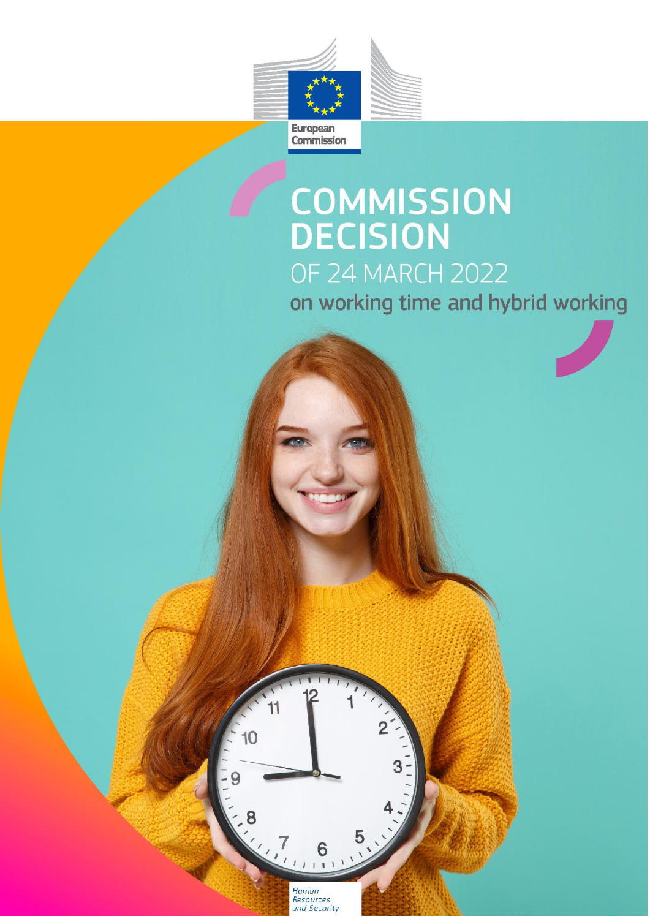European Commission

# COMMISSION DECISION

## OF 24 MARCH 2022

## on working time and hybrid working

Human Resources and Security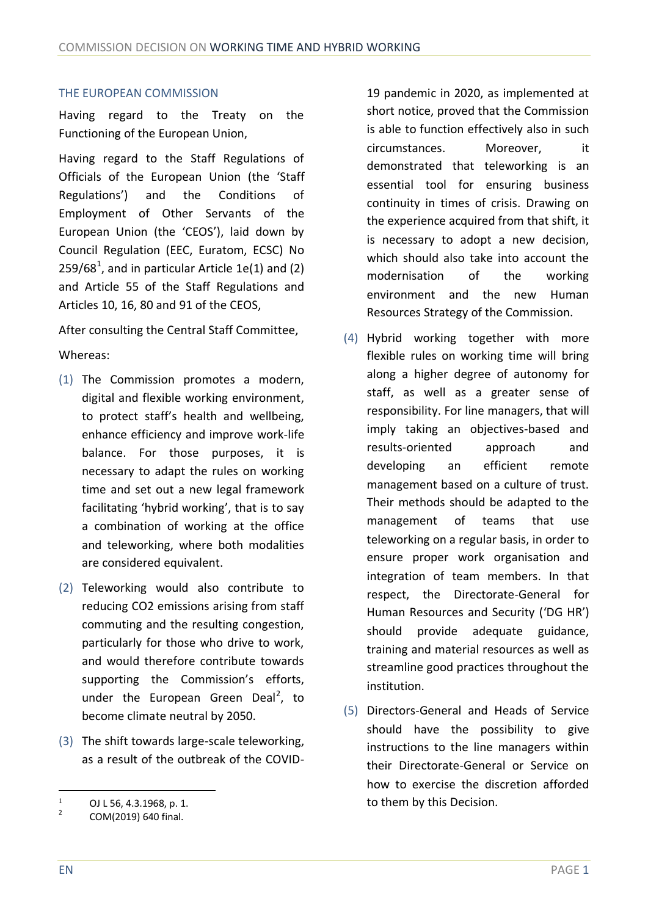THE EUROPEAN COMMISSION

Having regard to the Treaty on the Functioning of the European Union,

Having regard to the Staff Regulations of Officials of the European Union (the 'Staff Regulations') and the Conditions of Employment of Other Servants of the European Union (the 'CEOS'), laid down by Council Regulation (EEC, Euratom, ECSC) No 259/68[1], and in particular Article 1e(1) and (2) and Article 55 of the Staff Regulations and Articles 10, 16, 80 and 91 of the CEOS,

After consulting the Central Staff Committee,

Whereas:

(1) The Commission promotes a modern, digital and flexible working environment, to protect staff's health and wellbeing, enhance efficiency and improve work-life balance. For those purposes, it is necessary to adapt the rules on working time and set out a new legal framework facilitating 'hybrid working', that is to say a combination of working at the office and teleworking, where both modalities are considered equivalent.

(2) Teleworking would also contribute to reducing $CO_2$ emissions arising from staff commuting and the resulting congestion, particularly for those who drive to work, and would therefore contribute towards supporting the Commission's efforts, under the European Green Deal[2], to become climate neutral by 2050.

(3) The shift towards large-scale teleworking, as a result of the outbreak of the COVID-19 pandemic in 2020, as implemented at short notice, proved that the Commission is able to function effectively also in such circumstances. Moreover, it demonstrated that teleworking is an essential tool for ensuring business continuity in times of crisis. Drawing on the experience acquired from that shift, it is necessary to adopt a new decision, which should also take into account the modernisation of the working environment and the new Human Resources Strategy of the Commission.

(4) Hybrid working together with more flexible rules on working time will bring along a higher degree of autonomy for staff, as well as a greater sense of responsibility. For line managers, that will imply taking an objectives-based and results-oriented approach and developing an efficient remote management based on a culture of trust. Their methods should be adapted to the management of teams that use teleworking on a regular basis, in order to ensure proper work organisation and integration of team members. In that respect, the Directorate-General for Human Resources and Security ('DG HR') should provide adequate guidance, training and material resources as well as streamline good practices throughout the institution.

(5) Directors-General and Heads of Service should have the possibility to give instructions to the line managers within their Directorate-General or Service on how to exercise the discretion afforded to them by this Decision.

---

[1] OJ L 56, 4.3.1968, p. 1.

[2] COM(2019) 640 final.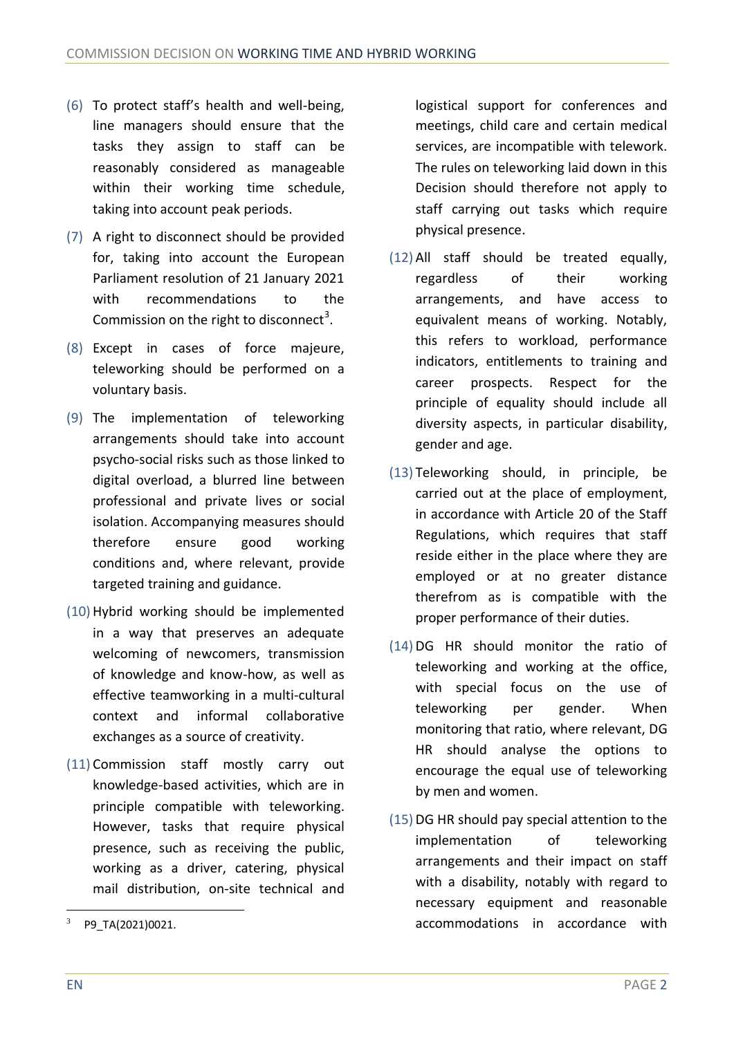(6) To protect staff's health and well-being, line managers should ensure that the tasks they assign to staff can be reasonably considered as manageable within their working time schedule, taking into account peak periods.

(7) A right to disconnect should be provided for, taking into account the European Parliament resolution of 21 January 2021 with recommendations to the Commission on the right to disconnect[3].

(8) Except in cases of force majeure, teleworking should be performed on a voluntary basis.

(9) The implementation of teleworking arrangements should take into account psycho-social risks such as those linked to digital overload, a blurred line between professional and private lives or social isolation. Accompanying measures should therefore ensure good working conditions and, where relevant, provide targeted training and guidance.

(10) Hybrid working should be implemented in a way that preserves an adequate welcoming of newcomers, transmission of knowledge and know-how, as well as effective teamworking in a multi-cultural context and informal collaborative exchanges as a source of creativity.

(11) Commission staff mostly carry out knowledge-based activities, which are in principle compatible with teleworking. However, tasks that require physical presence, such as receiving the public, working as a driver, catering, physical mail distribution, on-site technical and logistical support for conferences and meetings, child care and certain medical services, are incompatible with telework. The rules on teleworking laid down in this Decision should therefore not apply to staff carrying out tasks which require physical presence.

(12) All staff should be treated equally, regardless of their working arrangements, and have access to equivalent means of working. Notably, this refers to workload, performance indicators, entitlements to training and career prospects. Respect for the principle of equality should include all diversity aspects, in particular disability, gender and age.

(13) Teleworking should, in principle, be carried out at the place of employment, in accordance with Article 20 of the Staff Regulations, which requires that staff reside either in the place where they are employed or at no greater distance therefrom as is compatible with the proper performance of their duties.

(14) DG HR should monitor the ratio of teleworking and working at the office, with special focus on the use of teleworking per gender. When monitoring that ratio, where relevant, DG HR should analyse the options to encourage the equal use of teleworking by men and women.

(15) DG HR should pay special attention to the implementation of teleworking arrangements and their impact on staff with a disability, notably with regard to necessary equipment and reasonable accommodations in accordance with

[3] P9_TA(2021)0021.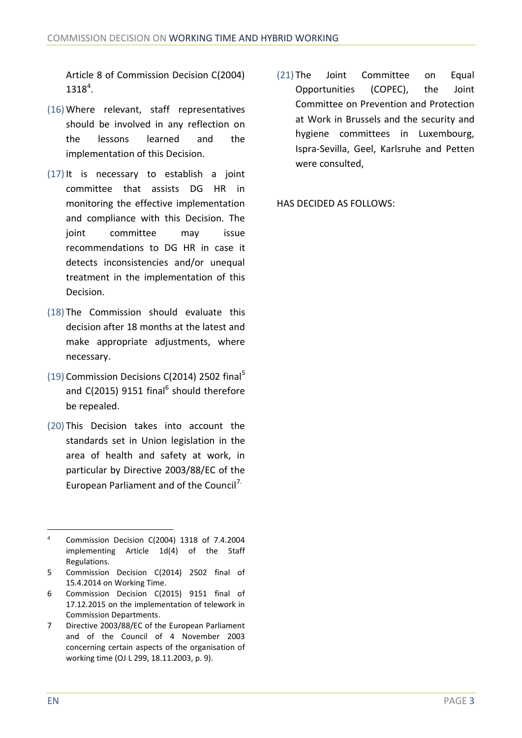Article 8 of Commission Decision C(2004) 1318[4].

(16) Where relevant, staff representatives should be involved in any reflection on the lessons learned and the implementation of this Decision.

(17) It is necessary to establish a joint committee that assists DG HR in monitoring the effective implementation and compliance with this Decision. The joint committee may issue recommendations to DG HR in case it detects inconsistencies and/or unequal treatment in the implementation of this Decision.

(18) The Commission should evaluate this decision after 18 months at the latest and make appropriate adjustments, where necessary.

(19) Commission Decisions C(2014) 2502 final[5] and C(2015) 9151 final[6] should therefore be repealed.

(20) This Decision takes into account the standards set in Union legislation in the area of health and safety at work, in particular by Directive 2003/88/EC of the European Parliament and of the Council[7].

(21) The Joint Committee on Equal Opportunities (COPEC), the Joint Committee on Prevention and Protection at Work in Brussels and the security and hygiene committees in Luxembourg, Ispra-Sevilla, Geel, Karlsruhe and Petten were consulted,

HAS DECIDED AS FOLLOWS:

---

[4] Commission Decision C(2004) 1318 of 7.4.2004 implementing Article 1d(4) of the Staff Regulations.

[5] Commission Decision C(2014) 2502 final of 15.4.2014 on Working Time.

[6] Commission Decision C(2015) 9151 final of 17.12.2015 on the implementation of telework in Commission Departments.

[7] Directive 2003/88/EC of the European Parliament and of the Council of 4 November 2003 concerning certain aspects of the organisation of working time (OJ L 299, 18.11.2003, p. 9).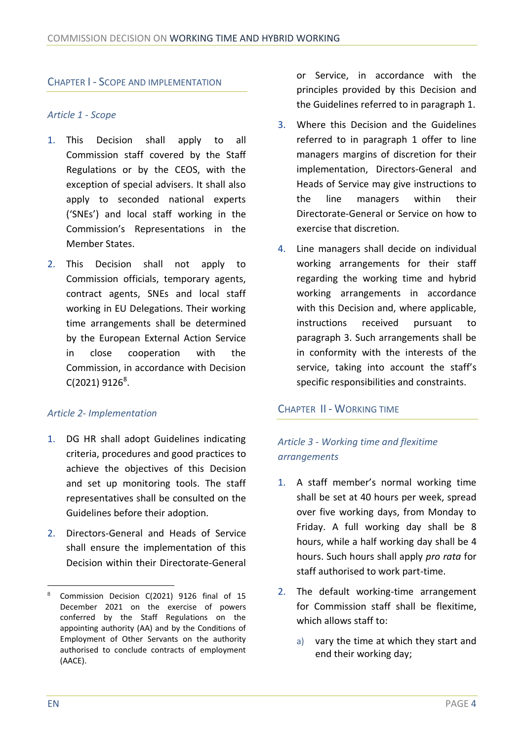## Chapter I - Scope and Implementation

### *Article 1 - Scope*

1. This Decision shall apply to all Commission staff covered by the Staff Regulations or by the CEOS, with the exception of special advisers. It shall also apply to seconded national experts ('SNEs') and local staff working in the Commission's Representations in the Member States.
2. This Decision shall not apply to Commission officials, temporary agents, contract agents, SNEs and local staff working in EU Delegations. Their working time arrangements shall be determined by the European External Action Service in close cooperation with the Commission, in accordance with Decision C(2021) 9126[8].

### *Article 2- Implementation*

1. DG HR shall adopt Guidelines indicating criteria, procedures and good practices to achieve the objectives of this Decision and set up monitoring tools. The staff representatives shall be consulted on the Guidelines before their adoption.
2. Directors-General and Heads of Service shall ensure the implementation of this Decision within their Directorate-General or Service, in accordance with the principles provided by this Decision and the Guidelines referred to in paragraph 1.
3. Where this Decision and the Guidelines referred to in paragraph 1 offer to line managers margins of discretion for their implementation, Directors-General and Heads of Service may give instructions to the line managers within their Directorate-General or Service on how to exercise that discretion.
4. Line managers shall decide on individual working arrangements for their staff regarding the working time and hybrid working arrangements in accordance with this Decision and, where applicable, instructions received pursuant to paragraph 3. Such arrangements shall be in conformity with the interests of the service, taking into account the staff's specific responsibilities and constraints.

## Chapter II - Working Time

### *Article 3 - Working time and flexitime arrangements*

1. A staff member's normal working time shall be set at 40 hours per week, spread over five working days, from Monday to Friday. A full working day shall be 8 hours, while a half working day shall be 4 hours. Such hours shall apply *pro rata* for staff authorised to work part-time.
2. The default working-time arrangement for Commission staff shall be flexitime, which allows staff to:
   a) vary the time at which they start and end their working day;

---

[8] Commission Decision C(2021) 9126 final of 15 December 2021 on the exercise of powers conferred by the Staff Regulations on the appointing authority (AA) and by the Conditions of Employment of Other Servants on the authority authorised to conclude contracts of employment (AACE).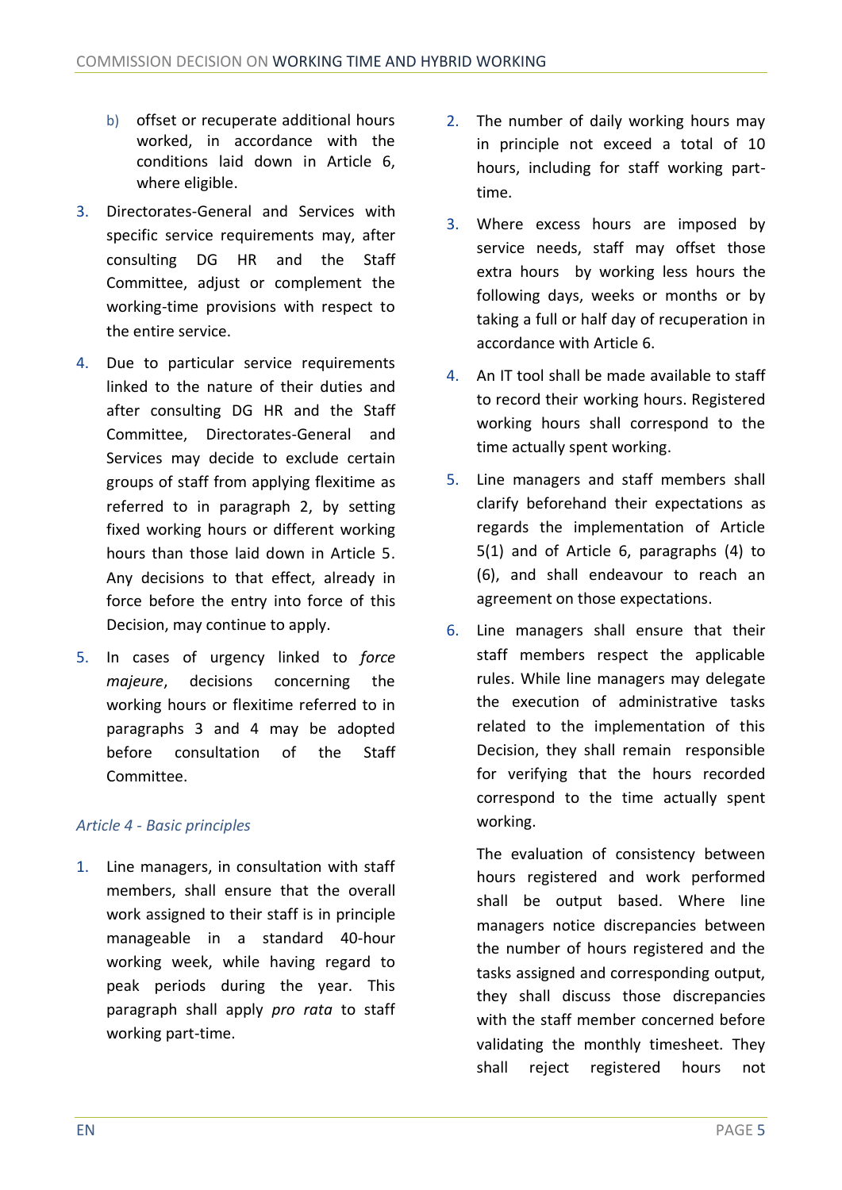b) offset or recuperate additional hours worked, in accordance with the conditions laid down in Article 6, where eligible.

3. Directorates-General and Services with specific service requirements may, after consulting DG HR and the Staff Committee, adjust or complement the working-time provisions with respect to the entire service.

4. Due to particular service requirements linked to the nature of their duties and after consulting DG HR and the Staff Committee, Directorates-General and Services may decide to exclude certain groups of staff from applying flexitime as referred to in paragraph 2, by setting fixed working hours or different working hours than those laid down in Article 5. Any decisions to that effect, already in force before the entry into force of this Decision, may continue to apply.

5. In cases of urgency linked to *force majeure*, decisions concerning the working hours or flexitime referred to in paragraphs 3 and 4 may be adopted before consultation of the Staff Committee.

### *Article 4 - Basic principles*

1. Line managers, in consultation with staff members, shall ensure that the overall work assigned to their staff is in principle manageable in a standard 40-hour working week, while having regard to peak periods during the year. This paragraph shall apply *pro rata* to staff working part-time.

2. The number of daily working hours may in principle not exceed a total of 10 hours, including for staff working part-time.

3. Where excess hours are imposed by service needs, staff may offset those extra hours by working less hours the following days, weeks or months or by taking a full or half day of recuperation in accordance with Article 6.

4. An IT tool shall be made available to staff to record their working hours. Registered working hours shall correspond to the time actually spent working.

5. Line managers and staff members shall clarify beforehand their expectations as regards the implementation of Article 5(1) and of Article 6, paragraphs (4) to (6), and shall endeavour to reach an agreement on those expectations.

6. Line managers shall ensure that their staff members respect the applicable rules. While line managers may delegate the execution of administrative tasks related to the implementation of this Decision, they shall remain responsible for verifying that the hours recorded correspond to the time actually spent working.

   The evaluation of consistency between hours registered and work performed shall be output based. Where line managers notice discrepancies between the number of hours registered and the tasks assigned and corresponding output, they shall discuss those discrepancies with the staff member concerned before validating the monthly timesheet. They shall reject registered hours not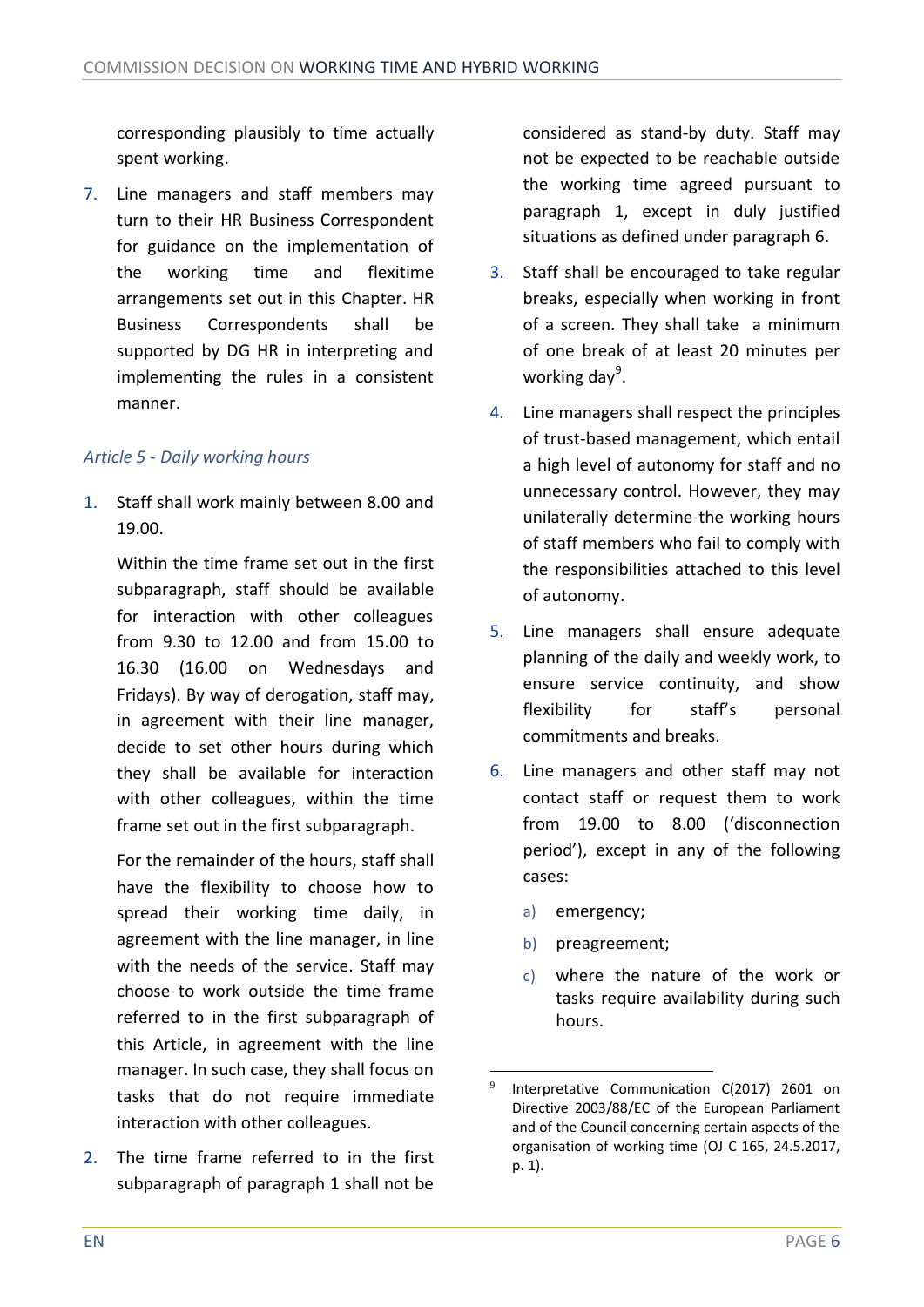corresponding plausibly to time actually spent working.

7. Line managers and staff members may turn to their HR Business Correspondent for guidance on the implementation of the working time and flexitime arrangements set out in this Chapter. HR Business Correspondents shall be supported by DG HR in interpreting and implementing the rules in a consistent manner.

### *Article 5 - Daily working hours*

1. Staff shall work mainly between 8.00 and 19.00.

   Within the time frame set out in the first subparagraph, staff should be available for interaction with other colleagues from 9.30 to 12.00 and from 15.00 to 16.30 (16.00 on Wednesdays and Fridays). By way of derogation, staff may, in agreement with their line manager, decide to set other hours during which they shall be available for interaction with other colleagues, within the time frame set out in the first subparagraph.

   For the remainder of the hours, staff shall have the flexibility to choose how to spread their working time daily, in agreement with the line manager, in line with the needs of the service. Staff may choose to work outside the time frame referred to in the first subparagraph of this Article, in agreement with the line manager. In such case, they shall focus on tasks that do not require immediate interaction with other colleagues.

2. The time frame referred to in the first subparagraph of paragraph 1 shall not be considered as stand-by duty. Staff may not be expected to be reachable outside the working time agreed pursuant to paragraph 1, except in duly justified situations as defined under paragraph 6.

3. Staff shall be encouraged to take regular breaks, especially when working in front of a screen. They shall take a minimum of one break of at least 20 minutes per working day[9].

4. Line managers shall respect the principles of trust-based management, which entail a high level of autonomy for staff and no unnecessary control. However, they may unilaterally determine the working hours of staff members who fail to comply with the responsibilities attached to this level of autonomy.

5. Line managers shall ensure adequate planning of the daily and weekly work, to ensure service continuity, and show flexibility for staff's personal commitments and breaks.

6. Line managers and other staff may not contact staff or request them to work from 19.00 to 8.00 ('disconnection period'), except in any of the following cases:

   a) emergency;

   b) preagreement;

   c) where the nature of the work or tasks require availability during such hours.

---

[9] Interpretative Communication C(2017) 2601 on Directive 2003/88/EC of the European Parliament and of the Council concerning certain aspects of the organisation of working time (OJ C 165, 24.5.2017, p. 1).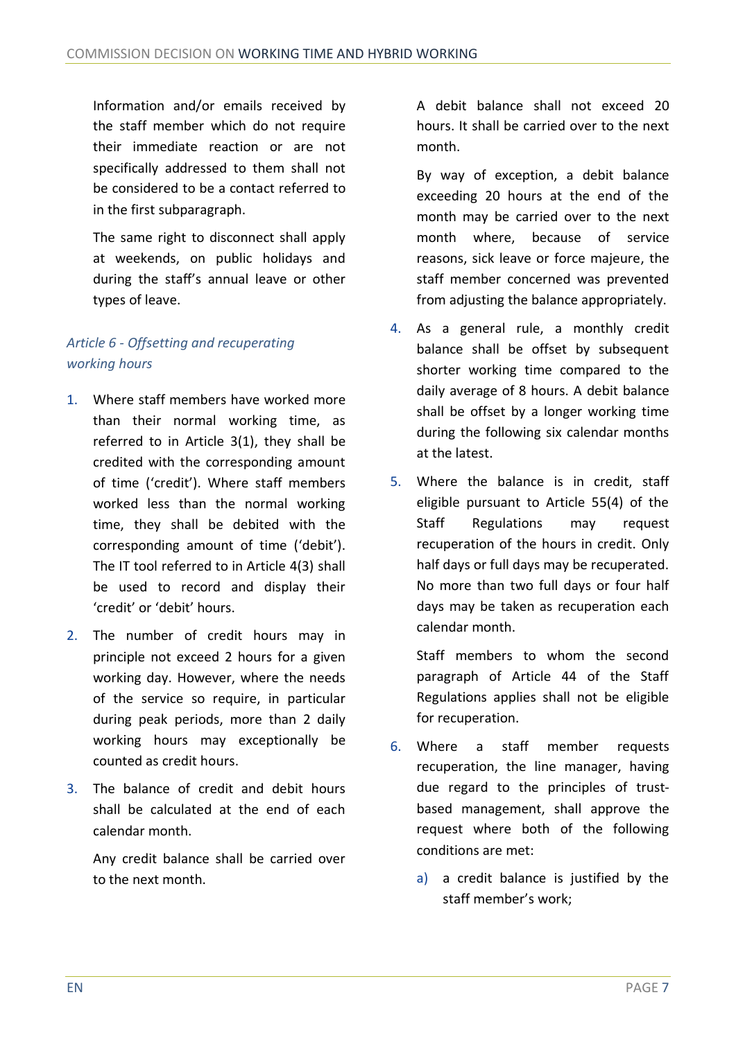Information and/or emails received by the staff member which do not require their immediate reaction or are not specifically addressed to them shall not be considered to be a contact referred to in the first subparagraph.

The same right to disconnect shall apply at weekends, on public holidays and during the staff's annual leave or other types of leave.

### *Article 6 - Offsetting and recuperating working hours*

1. Where staff members have worked more than their normal working time, as referred to in Article 3(1), they shall be credited with the corresponding amount of time ('credit'). Where staff members worked less than the normal working time, they shall be debited with the corresponding amount of time ('debit'). The IT tool referred to in Article 4(3) shall be used to record and display their 'credit' or 'debit' hours.

2. The number of credit hours may in principle not exceed 2 hours for a given working day. However, where the needs of the service so require, in particular during peak periods, more than 2 daily working hours may exceptionally be counted as credit hours.

3. The balance of credit and debit hours shall be calculated at the end of each calendar month.

   Any credit balance shall be carried over to the next month.

   A debit balance shall not exceed 20 hours. It shall be carried over to the next month.

   By way of exception, a debit balance exceeding 20 hours at the end of the month may be carried over to the next month where, because of service reasons, sick leave or force majeure, the staff member concerned was prevented from adjusting the balance appropriately.

4. As a general rule, a monthly credit balance shall be offset by subsequent shorter working time compared to the daily average of 8 hours. A debit balance shall be offset by a longer working time during the following six calendar months at the latest.

5. Where the balance is in credit, staff eligible pursuant to Article 55(4) of the Staff Regulations may request recuperation of the hours in credit. Only half days or full days may be recuperated. No more than two full days or four half days may be taken as recuperation each calendar month.

   Staff members to whom the second paragraph of Article 44 of the Staff Regulations applies shall not be eligible for recuperation.

6. Where a staff member requests recuperation, the line manager, having due regard to the principles of trust-based management, shall approve the request where both of the following conditions are met:

   a) a credit balance is justified by the staff member's work;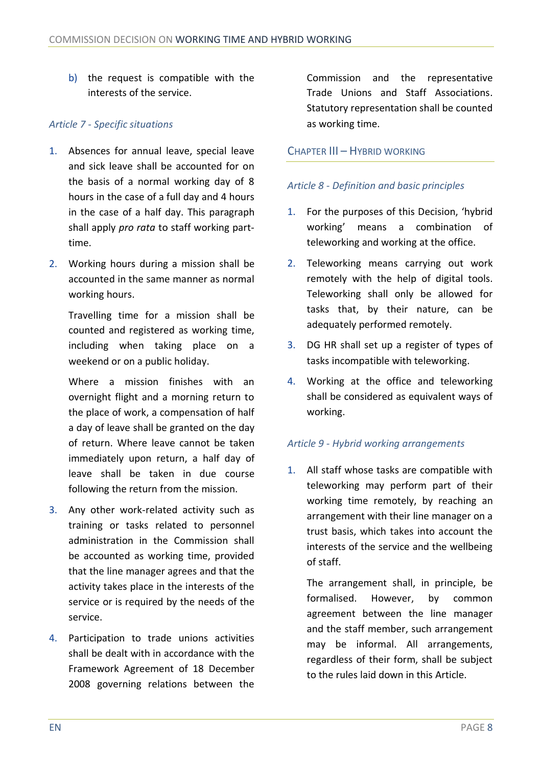b) the request is compatible with the interests of the service.

### *Article 7 - Specific situations*

1. Absences for annual leave, special leave and sick leave shall be accounted for on the basis of a normal working day of 8 hours in the case of a full day and 4 hours in the case of a half day. This paragraph shall apply *pro rata* to staff working part-time.

2. Working hours during a mission shall be accounted in the same manner as normal working hours.

   Travelling time for a mission shall be counted and registered as working time, including when taking place on a weekend or on a public holiday.

   Where a mission finishes with an overnight flight and a morning return to the place of work, a compensation of half a day of leave shall be granted on the day of return. Where leave cannot be taken immediately upon return, a half day of leave shall be taken in due course following the return from the mission.

3. Any other work-related activity such as training or tasks related to personnel administration in the Commission shall be accounted as working time, provided that the line manager agrees and that the activity takes place in the interests of the service or is required by the needs of the service.

4. Participation to trade unions activities shall be dealt with in accordance with the Framework Agreement of 18 December 2008 governing relations between the Commission and the representative Trade Unions and Staff Associations. Statutory representation shall be counted as working time.

## CHAPTER III – HYBRID WORKING

### *Article 8 - Definition and basic principles*

1. For the purposes of this Decision, 'hybrid working' means a combination of teleworking and working at the office.

2. Teleworking means carrying out work remotely with the help of digital tools. Teleworking shall only be allowed for tasks that, by their nature, can be adequately performed remotely.

3. DG HR shall set up a register of types of tasks incompatible with teleworking.

4. Working at the office and teleworking shall be considered as equivalent ways of working.

### *Article 9 - Hybrid working arrangements*

1. All staff whose tasks are compatible with teleworking may perform part of their working time remotely, by reaching an arrangement with their line manager on a trust basis, which takes into account the interests of the service and the wellbeing of staff.

   The arrangement shall, in principle, be formalised. However, by common agreement between the line manager and the staff member, such arrangement may be informal. All arrangements, regardless of their form, shall be subject to the rules laid down in this Article.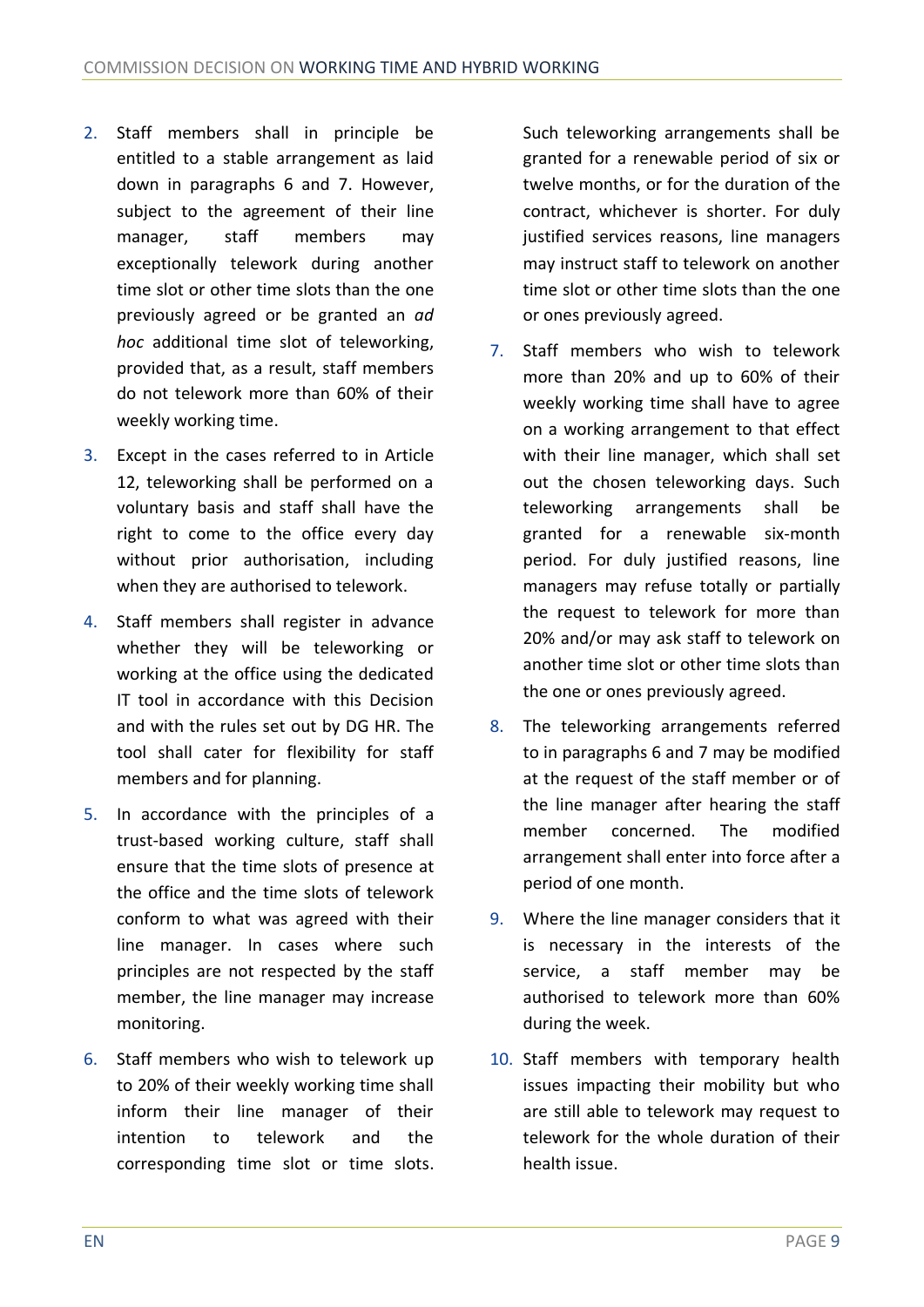2. Staff members shall in principle be entitled to a stable arrangement as laid down in paragraphs 6 and 7. However, subject to the agreement of their line manager, staff members may exceptionally telework during another time slot or other time slots than the one previously agreed or be granted an *ad hoc* additional time slot of teleworking, provided that, as a result, staff members do not telework more than 60% of their weekly working time.

3. Except in the cases referred to in Article 12, teleworking shall be performed on a voluntary basis and staff shall have the right to come to the office every day without prior authorisation, including when they are authorised to telework.

4. Staff members shall register in advance whether they will be teleworking or working at the office using the dedicated IT tool in accordance with this Decision and with the rules set out by DG HR. The tool shall cater for flexibility for staff members and for planning.

5. In accordance with the principles of a trust-based working culture, staff shall ensure that the time slots of presence at the office and the time slots of telework conform to what was agreed with their line manager. In cases where such principles are not respected by the staff member, the line manager may increase monitoring.

6. Staff members who wish to telework up to 20% of their weekly working time shall inform their line manager of their intention to telework and the corresponding time slot or time slots. Such teleworking arrangements shall be granted for a renewable period of six or twelve months, or for the duration of the contract, whichever is shorter. For duly justified services reasons, line managers may instruct staff to telework on another time slot or other time slots than the one or ones previously agreed.

7. Staff members who wish to telework more than 20% and up to 60% of their weekly working time shall have to agree on a working arrangement to that effect with their line manager, which shall set out the chosen teleworking days. Such teleworking arrangements shall be granted for a renewable six-month period. For duly justified reasons, line managers may refuse totally or partially the request to telework for more than 20% and/or may ask staff to telework on another time slot or other time slots than the one or ones previously agreed.

8. The teleworking arrangements referred to in paragraphs 6 and 7 may be modified at the request of the staff member or of the line manager after hearing the staff member concerned. The modified arrangement shall enter into force after a period of one month.

9. Where the line manager considers that it is necessary in the interests of the service, a staff member may be authorised to telework more than 60% during the week.

10. Staff members with temporary health issues impacting their mobility but who are still able to telework may request to telework for the whole duration of their health issue.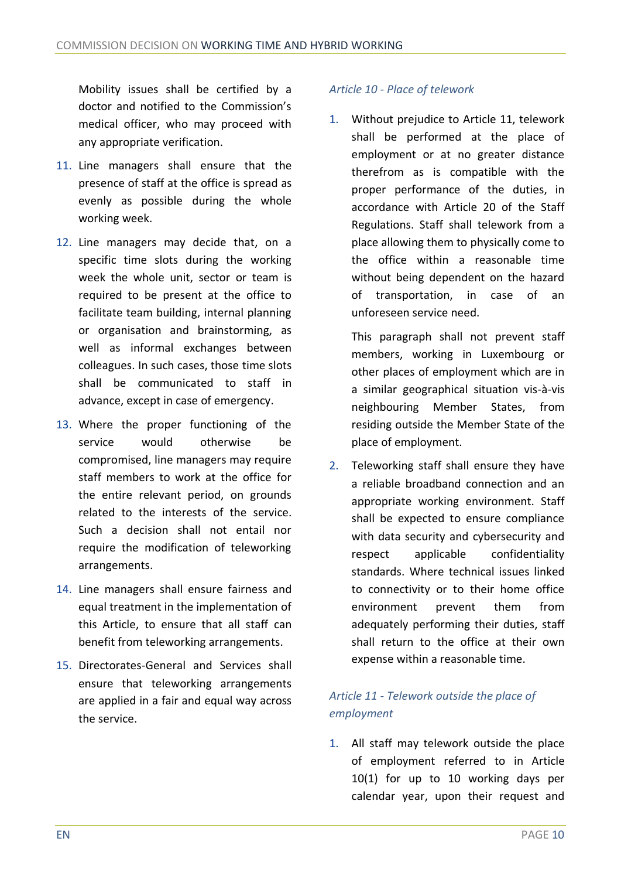Mobility issues shall be certified by a doctor and notified to the Commission's medical officer, who may proceed with any appropriate verification.

11. Line managers shall ensure that the presence of staff at the office is spread as evenly as possible during the whole working week.
12. Line managers may decide that, on a specific time slots during the working week the whole unit, sector or team is required to be present at the office to facilitate team building, internal planning or organisation and brainstorming, as well as informal exchanges between colleagues. In such cases, those time slots shall be communicated to staff in advance, except in case of emergency.
13. Where the proper functioning of the service would otherwise be compromised, line managers may require staff members to work at the office for the entire relevant period, on grounds related to the interests of the service. Such a decision shall not entail nor require the modification of teleworking arrangements.
14. Line managers shall ensure fairness and equal treatment in the implementation of this Article, to ensure that all staff can benefit from teleworking arrangements.
15. Directorates-General and Services shall ensure that teleworking arrangements are applied in a fair and equal way across the service.

### *Article 10 - Place of telework*

1. Without prejudice to Article 11, telework shall be performed at the place of employment or at no greater distance therefrom as is compatible with the proper performance of the duties, in accordance with Article 20 of the Staff Regulations. Staff shall telework from a place allowing them to physically come to the office within a reasonable time without being dependent on the hazard of transportation, in case of an unforeseen service need.

   This paragraph shall not prevent staff members, working in Luxembourg or other places of employment which are in a similar geographical situation vis-à-vis neighbouring Member States, from residing outside the Member State of the place of employment.

2. Teleworking staff shall ensure they have a reliable broadband connection and an appropriate working environment. Staff shall be expected to ensure compliance with data security and cybersecurity and respect applicable confidentiality standards. Where technical issues linked to connectivity or to their home office environment prevent them from adequately performing their duties, staff shall return to the office at their own expense within a reasonable time.

### *Article 11 - Telework outside the place of employment*

1. All staff may telework outside the place of employment referred to in Article 10(1) for up to 10 working days per calendar year, upon their request and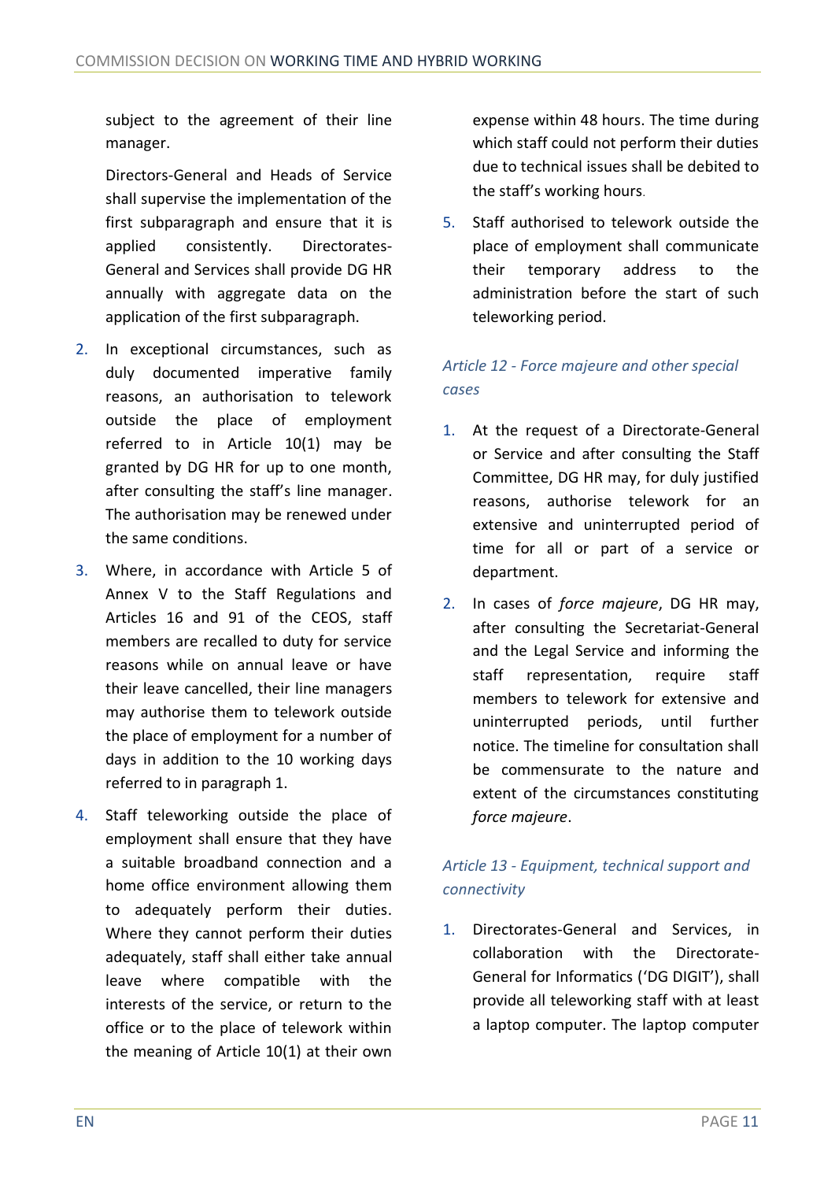subject to the agreement of their line manager.

Directors-General and Heads of Service shall supervise the implementation of the first subparagraph and ensure that it is applied consistently. Directorates-General and Services shall provide DG HR annually with aggregate data on the application of the first subparagraph.

2. In exceptional circumstances, such as duly documented imperative family reasons, an authorisation to telework outside the place of employment referred to in Article 10(1) may be granted by DG HR for up to one month, after consulting the staff's line manager. The authorisation may be renewed under the same conditions.

3. Where, in accordance with Article 5 of Annex V to the Staff Regulations and Articles 16 and 91 of the CEOS, staff members are recalled to duty for service reasons while on annual leave or have their leave cancelled, their line managers may authorise them to telework outside the place of employment for a number of days in addition to the 10 working days referred to in paragraph 1.

4. Staff teleworking outside the place of employment shall ensure that they have a suitable broadband connection and a home office environment allowing them to adequately perform their duties. Where they cannot perform their duties adequately, staff shall either take annual leave where compatible with the interests of the service, or return to the office or to the place of telework within the meaning of Article 10(1) at their own expense within 48 hours. The time during which staff could not perform their duties due to technical issues shall be debited to the staff's working hours.

5. Staff authorised to telework outside the place of employment shall communicate their temporary address to the administration before the start of such teleworking period.

### *Article 12 - Force majeure and other special cases*

1. At the request of a Directorate-General or Service and after consulting the Staff Committee, DG HR may, for duly justified reasons, authorise telework for an extensive and uninterrupted period of time for all or part of a service or department.

2. In cases of *force majeure*, DG HR may, after consulting the Secretariat-General and the Legal Service and informing the staff representation, require staff members to telework for extensive and uninterrupted periods, until further notice. The timeline for consultation shall be commensurate to the nature and extent of the circumstances constituting *force majeure*.

### *Article 13 - Equipment, technical support and connectivity*

1. Directorates-General and Services, in collaboration with the Directorate-General for Informatics ('DG DIGIT'), shall provide all teleworking staff with at least a laptop computer. The laptop computer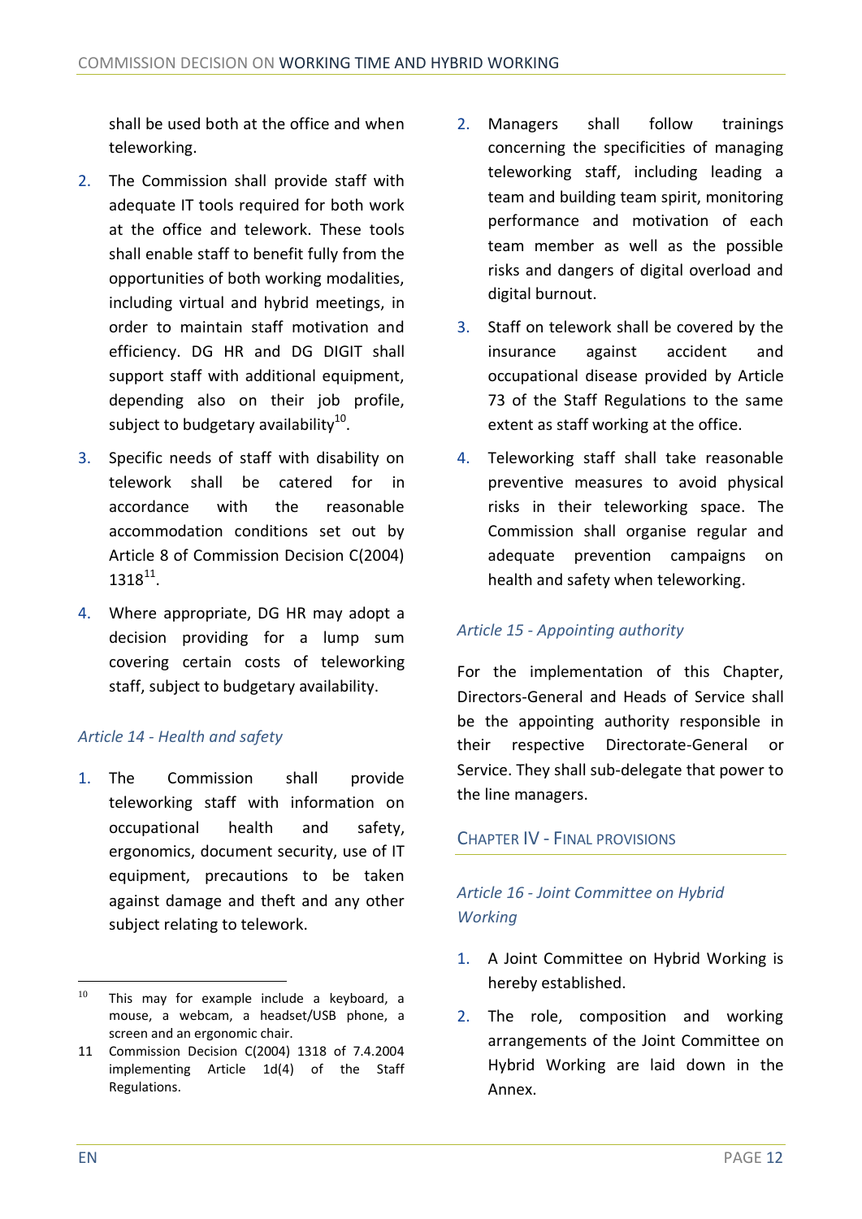shall be used both at the office and when teleworking.

2. The Commission shall provide staff with adequate IT tools required for both work at the office and telework. These tools shall enable staff to benefit fully from the opportunities of both working modalities, including virtual and hybrid meetings, in order to maintain staff motivation and efficiency. DG HR and DG DIGIT shall support staff with additional equipment, depending also on their job profile, subject to budgetary availability[10].

3. Specific needs of staff with disability on telework shall be catered for in accordance with the reasonable accommodation conditions set out by Article 8 of Commission Decision C(2004) 1318[11].

4. Where appropriate, DG HR may adopt a decision providing for a lump sum covering certain costs of teleworking staff, subject to budgetary availability.

### *Article 14 - Health and safety*

1. The Commission shall provide teleworking staff with information on occupational health and safety, ergonomics, document security, use of IT equipment, precautions to be taken against damage and theft and any other subject relating to telework.

2. Managers shall follow trainings concerning the specificities of managing teleworking staff, including leading a team and building team spirit, monitoring performance and motivation of each team member as well as the possible risks and dangers of digital overload and digital burnout.

3. Staff on telework shall be covered by the insurance against accident and occupational disease provided by Article 73 of the Staff Regulations to the same extent as staff working at the office.

4. Teleworking staff shall take reasonable preventive measures to avoid physical risks in their teleworking space. The Commission shall organise regular and adequate prevention campaigns on health and safety when teleworking.

### *Article 15 - Appointing authority*

For the implementation of this Chapter, Directors-General and Heads of Service shall be the appointing authority responsible in their respective Directorate-General or Service. They shall sub-delegate that power to the line managers.

## CHAPTER IV - FINAL PROVISIONS

### *Article 16 - Joint Committee on Hybrid Working*

1. A Joint Committee on Hybrid Working is hereby established.

2. The role, composition and working arrangements of the Joint Committee on Hybrid Working are laid down in the Annex.

---

[10] This may for example include a keyboard, a mouse, a webcam, a headset/USB phone, a screen and an ergonomic chair.

[11] Commission Decision C(2004) 1318 of 7.4.2004 implementing Article 1d(4) of the Staff Regulations.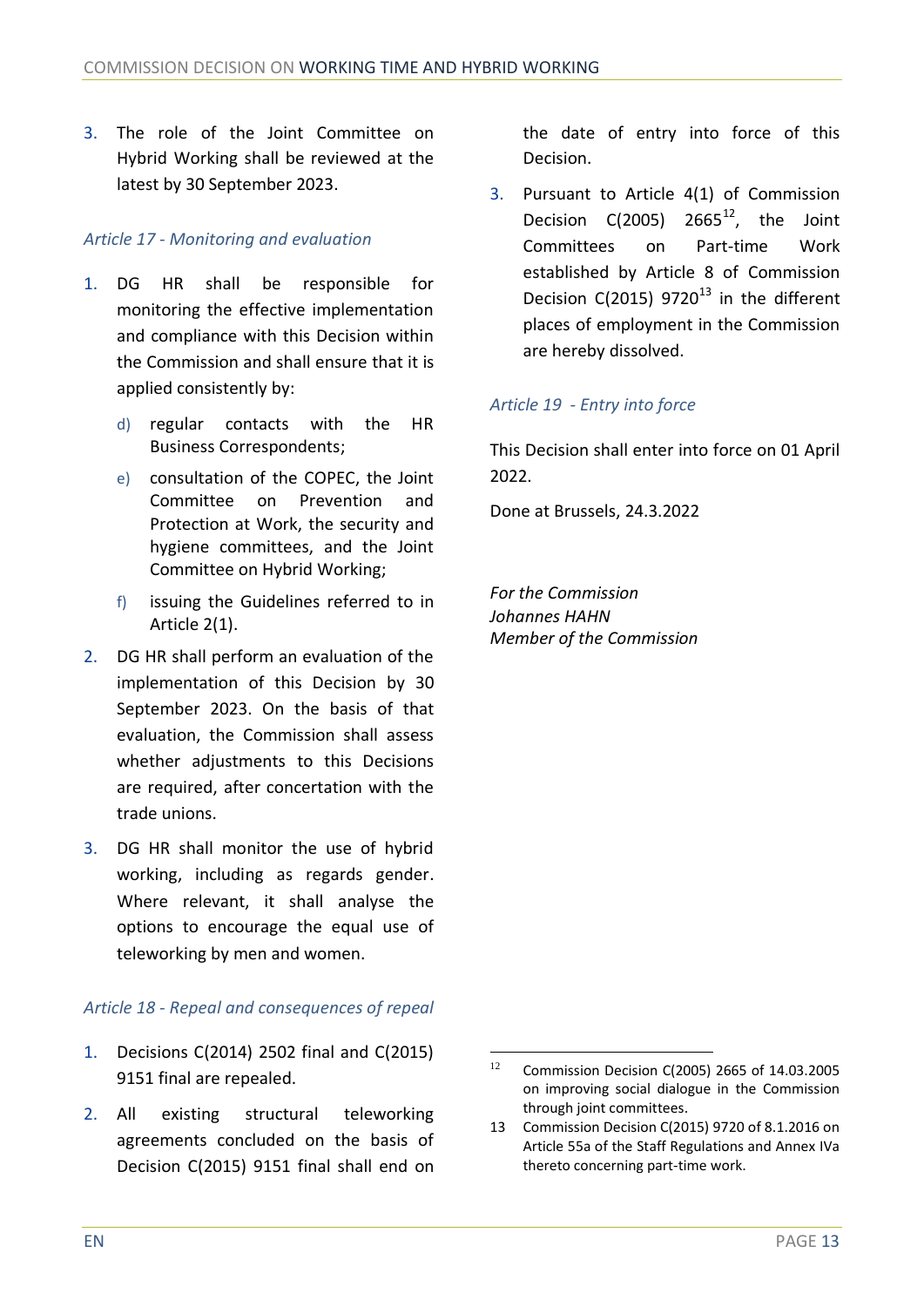3. The role of the Joint Committee on Hybrid Working shall be reviewed at the latest by 30 September 2023.

*Article 17 - Monitoring and evaluation*

1. DG HR shall be responsible for monitoring the effective implementation and compliance with this Decision within the Commission and shall ensure that it is applied consistently by:

   d) regular contacts with the HR Business Correspondents;

   e) consultation of the COPEC, the Joint Committee on Prevention and Protection at Work, the security and hygiene committees, and the Joint Committee on Hybrid Working;

   f) issuing the Guidelines referred to in Article 2(1).

2. DG HR shall perform an evaluation of the implementation of this Decision by 30 September 2023. On the basis of that evaluation, the Commission shall assess whether adjustments to this Decisions are required, after concertation with the trade unions.

3. DG HR shall monitor the use of hybrid working, including as regards gender. Where relevant, it shall analyse the options to encourage the equal use of teleworking by men and women.

*Article 18 - Repeal and consequences of repeal*

1. Decisions C(2014) 2502 final and C(2015) 9151 final are repealed.

2. All existing structural teleworking agreements concluded on the basis of Decision C(2015) 9151 final shall end on the date of entry into force of this Decision.

3. Pursuant to Article 4(1) of Commission Decision C(2005) 2665[12], the Joint Committees on Part-time Work established by Article 8 of Commission Decision C(2015) 9720[13] in the different places of employment in the Commission are hereby dissolved.

*Article 19 - Entry into force*

This Decision shall enter into force on 01 April 2022.

Done at Brussels, 24.3.2022

*For the Commission*
*Johannes HAHN*
*Member of the Commission*

---

[12] Commission Decision C(2005) 2665 of 14.03.2005 on improving social dialogue in the Commission through joint committees.

[13] Commission Decision C(2015) 9720 of 8.1.2016 on Article 55a of the Staff Regulations and Annex IVa thereto concerning part-time work.